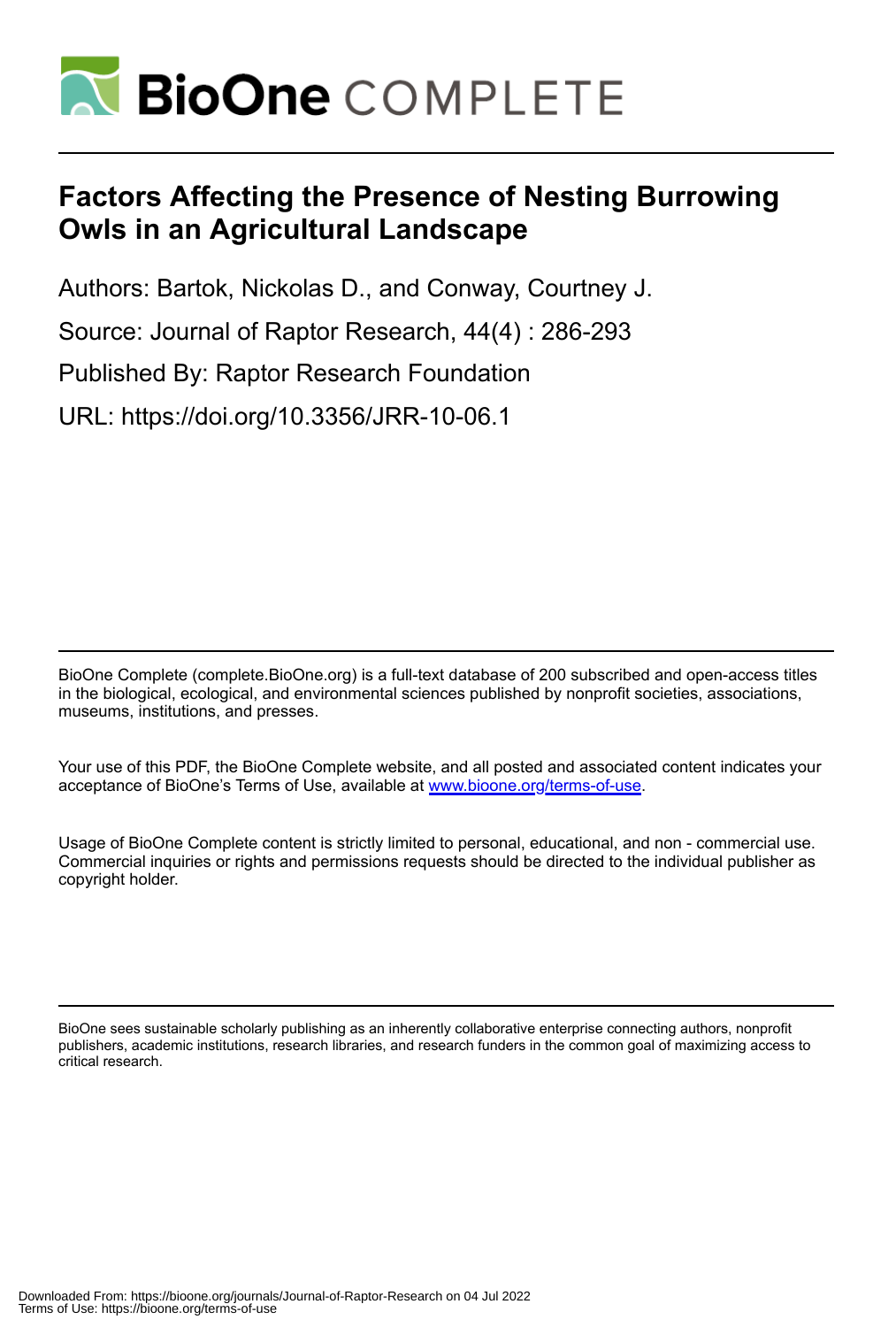# Factors Affecting the Presence of Nesting Burrowing Owls in an Agricultural Landscape

Authors: Bartok, Nickolas D., and Conway, Courtney J.

Source: Journal of Raptor Research, 44(4) : 286-293

Published By: Raptor Research Foundation

URL: https://doi.org/10.3356/JRR-10-06.1

BioOne Complete (complete.BioOne.org) is a full-text database of 200 subscribed and open-access titles in the biological, ecological, and environmental sciences published by nonprofit societies, associations, museums, institutions, and presses.

Your use of this PDF, the BioOne Complete website, and all posted and associated content indicates your acceptance of BioOne's Terms of Use, available at www.bioone.org/terms-of-use.

Usage of BioOne Complete content is strictly limited to personal, educational, and non - commercial use. Commercial inquiries or rights and permissions requests should be directed to the individual publisher as copyright holder.

BioOne sees sustainable scholarly publishing as an inherently collaborative enterprise connecting authors, nonprofit publishers, academic institutions, research libraries, and research funders in the common goal of maximizing access to critical research.

Downloaded From: https://bioone.org/journals/Journal-of-Raptor-Research on 04 Jul 2022
Terms of Use: https://bioone.org/terms-of-use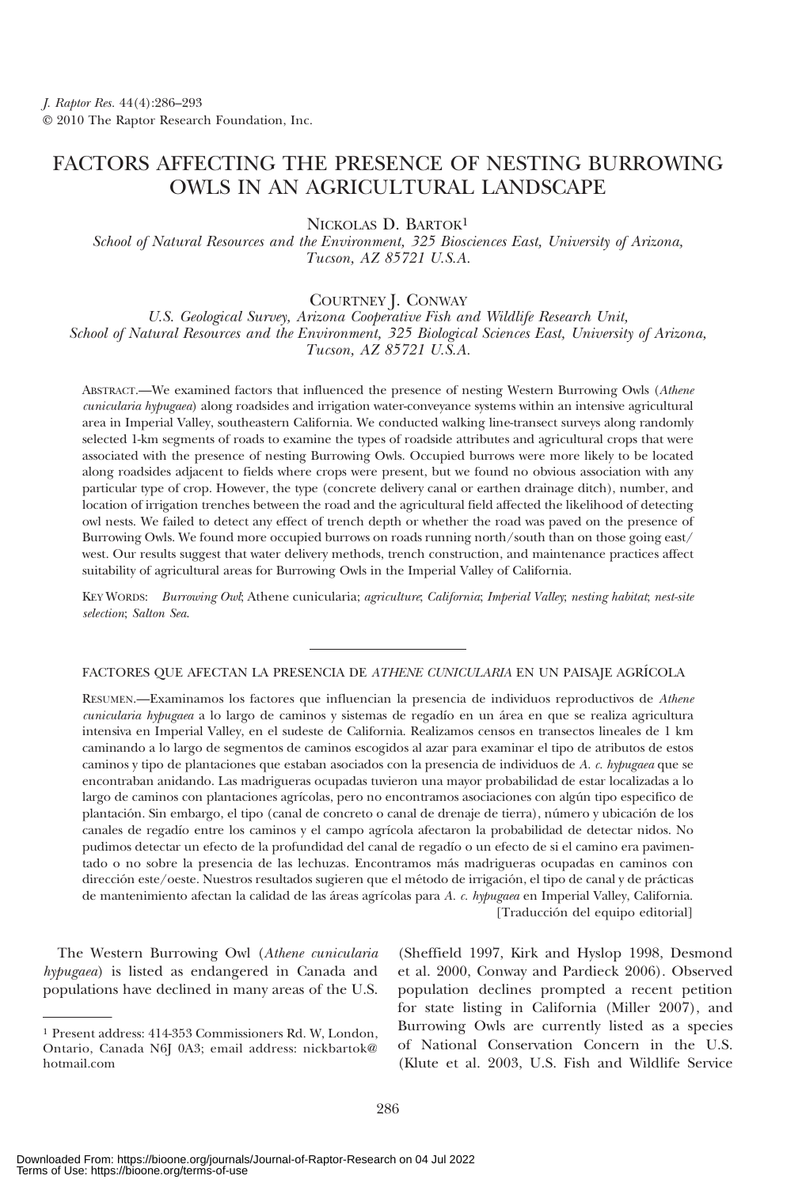# FACTORS AFFECTING THE PRESENCE OF NESTING BURROWING OWLS IN AN AGRICULTURAL LANDSCAPE

NICKOLAS D. BARTOK[1]

*School of Natural Resources and the Environment, 325 Biosciences East, University of Arizona, Tucson, AZ 85721 U.S.A.*

COURTNEY J. CONWAY

*U.S. Geological Survey, Arizona Cooperative Fish and Wildlife Research Unit, School of Natural Resources and the Environment, 325 Biological Sciences East, University of Arizona, Tucson, AZ 85721 U.S.A.*

ABSTRACT.—We examined factors that influenced the presence of nesting Western Burrowing Owls (*Athene cunicularia hypugaea*) along roadsides and irrigation water-conveyance systems within an intensive agricultural area in Imperial Valley, southeastern California. We conducted walking line-transect surveys along randomly selected 1-km segments of roads to examine the types of roadside attributes and agricultural crops that were associated with the presence of nesting Burrowing Owls. Occupied burrows were more likely to be located along roadsides adjacent to fields where crops were present, but we found no obvious association with any particular type of crop. However, the type (concrete delivery canal or earthen drainage ditch), number, and location of irrigation trenches between the road and the agricultural field affected the likelihood of detecting owl nests. We failed to detect any effect of trench depth or whether the road was paved on the presence of Burrowing Owls. We found more occupied burrows on roads running north/south than on those going east/west. Our results suggest that water delivery methods, trench construction, and maintenance practices affect suitability of agricultural areas for Burrowing Owls in the Imperial Valley of California.

KEY WORDS: *Burrowing Owl*; Athene cunicularia; *agriculture*; *California*; *Imperial Valley*; *nesting habitat*; *nest-site selection*; *Salton Sea*.

---

FACTORES QUE AFECTAN LA PRESENCIA DE *ATHENE CUNICULARIA* EN UN PAISAJE AGRÍCOLA

RESUMEN.—Examinamos los factores que influencian la presencia de individuos reproductivos de *Athene cunicularia hypugaea* a lo largo de caminos y sistemas de regadío en un área en que se realiza agricultura intensiva en Imperial Valley, en el sudeste de California. Realizamos censos en transectos lineales de 1 km caminando a lo largo de segmentos de caminos escogidos al azar para examinar el tipo de atributos de estos caminos y tipo de plantaciones que estaban asociados con la presencia de individuos de *A. c. hypugaea* que se encontraban anidando. Las madrigueras ocupadas tuvieron una mayor probabilidad de estar localizadas a lo largo de caminos con plantaciones agrícolas, pero no encontramos asociaciones con algún tipo especifico de plantación. Sin embargo, el tipo (canal de concreto o canal de drenaje de tierra), número y ubicación de los canales de regadío entre los caminos y el campo agrícola afectaron la probabilidad de detectar nidos. No pudimos detectar un efecto de la profundidad del canal de regadío o un efecto de si el camino era pavimentado o no sobre la presencia de las lechuzas. Encontramos más madrigueras ocupadas en caminos con dirección este/oeste. Nuestros resultados sugieren que el método de irrigación, el tipo de canal y de prácticas de mantenimiento afectan la calidad de las áreas agrícolas para *A. c. hypugaea* en Imperial Valley, California.

[Traducción del equipo editorial]

The Western Burrowing Owl (*Athene cunicularia hypugaea*) is listed as endangered in Canada and populations have declined in many areas of the U.S. (Sheffield 1997, Kirk and Hyslop 1998, Desmond et al. 2000, Conway and Pardieck 2006). Observed population declines prompted a recent petition for state listing in California (Miller 2007), and Burrowing Owls are currently listed as a species of National Conservation Concern in the U.S. (Klute et al. 2003, U.S. Fish and Wildlife Service

[1] Present address: 414-353 Commissioners Rd. W, London, Ontario, Canada N6J 0A3; email address: nickbartok@hotmail.com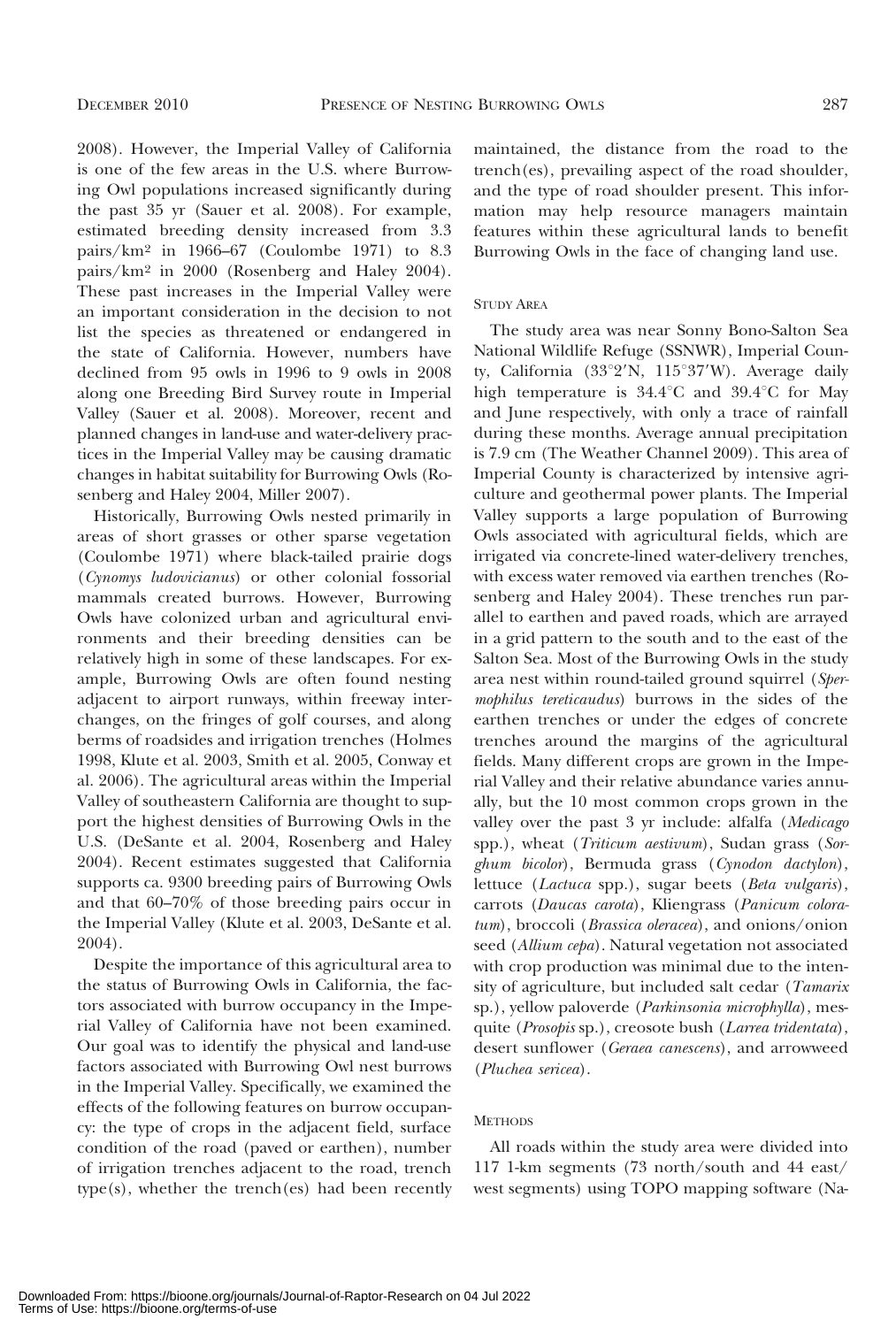2008). However, the Imperial Valley of California is one of the few areas in the U.S. where Burrowing Owl populations increased significantly during the past 35 yr (Sauer et al. 2008). For example, estimated breeding density increased from 3.3 pairs/km² in 1966–67 (Coulombe 1971) to 8.3 pairs/km² in 2000 (Rosenberg and Haley 2004). These past increases in the Imperial Valley were an important consideration in the decision to not list the species as threatened or endangered in the state of California. However, numbers have declined from 95 owls in 1996 to 9 owls in 2008 along one Breeding Bird Survey route in Imperial Valley (Sauer et al. 2008). Moreover, recent and planned changes in land-use and water-delivery practices in the Imperial Valley may be causing dramatic changes in habitat suitability for Burrowing Owls (Rosenberg and Haley 2004, Miller 2007).

Historically, Burrowing Owls nested primarily in areas of short grasses or other sparse vegetation (Coulombe 1971) where black-tailed prairie dogs (*Cynomys ludovicianus*) or other colonial fossorial mammals created burrows. However, Burrowing Owls have colonized urban and agricultural environments and their breeding densities can be relatively high in some of these landscapes. For example, Burrowing Owls are often found nesting adjacent to airport runways, within freeway interchanges, on the fringes of golf courses, and along berms of roadsides and irrigation trenches (Holmes 1998, Klute et al. 2003, Smith et al. 2005, Conway et al. 2006). The agricultural areas within the Imperial Valley of southeastern California are thought to support the highest densities of Burrowing Owls in the U.S. (DeSante et al. 2004, Rosenberg and Haley 2004). Recent estimates suggested that California supports ca. 9300 breeding pairs of Burrowing Owls and that 60–70% of those breeding pairs occur in the Imperial Valley (Klute et al. 2003, DeSante et al. 2004).

Despite the importance of this agricultural area to the status of Burrowing Owls in California, the factors associated with burrow occupancy in the Imperial Valley of California have not been examined. Our goal was to identify the physical and land-use factors associated with Burrowing Owl nest burrows in the Imperial Valley. Specifically, we examined the effects of the following features on burrow occupancy: the type of crops in the adjacent field, surface condition of the road (paved or earthen), number of irrigation trenches adjacent to the road, trench type(s), whether the trench(es) had been recently maintained, the distance from the road to the trench(es), prevailing aspect of the road shoulder, and the type of road shoulder present. This information may help resource managers maintain features within these agricultural lands to benefit Burrowing Owls in the face of changing land use.

## Study Area

The study area was near Sonny Bono-Salton Sea National Wildlife Refuge (SSNWR), Imperial County, California (33°2′N, 115°37′W). Average daily high temperature is 34.4°C and 39.4°C for May and June respectively, with only a trace of rainfall during these months. Average annual precipitation is 7.9 cm (The Weather Channel 2009). This area of Imperial County is characterized by intensive agriculture and geothermal power plants. The Imperial Valley supports a large population of Burrowing Owls associated with agricultural fields, which are irrigated via concrete-lined water-delivery trenches, with excess water removed via earthen trenches (Rosenberg and Haley 2004). These trenches run parallel to earthen and paved roads, which are arrayed in a grid pattern to the south and to the east of the Salton Sea. Most of the Burrowing Owls in the study area nest within round-tailed ground squirrel (*Spermophilus tereticaudus*) burrows in the sides of the earthen trenches or under the edges of concrete trenches around the margins of the agricultural fields. Many different crops are grown in the Imperial Valley and their relative abundance varies annually, but the 10 most common crops grown in the valley over the past 3 yr include: alfalfa (*Medicago* spp.), wheat (*Triticum aestivum*), Sudan grass (*Sorghum bicolor*), Bermuda grass (*Cynodon dactylon*), lettuce (*Lactuca* spp.), sugar beets (*Beta vulgaris*), carrots (*Daucas carota*), Kliengrass (*Panicum coloratum*), broccoli (*Brassica oleracea*), and onions/onion seed (*Allium cepa*). Natural vegetation not associated with crop production was minimal due to the intensity of agriculture, but included salt cedar (*Tamarix* sp.), yellow paloverde (*Parkinsonia microphylla*), mesquite (*Prosopis* sp.), creosote bush (*Larrea tridentata*), desert sunflower (*Geraea canescens*), and arrowweed (*Pluchea sericea*).

## Methods

All roads within the study area were divided into 117 1-km segments (73 north/south and 44 east/west segments) using TOPO mapping software (Na-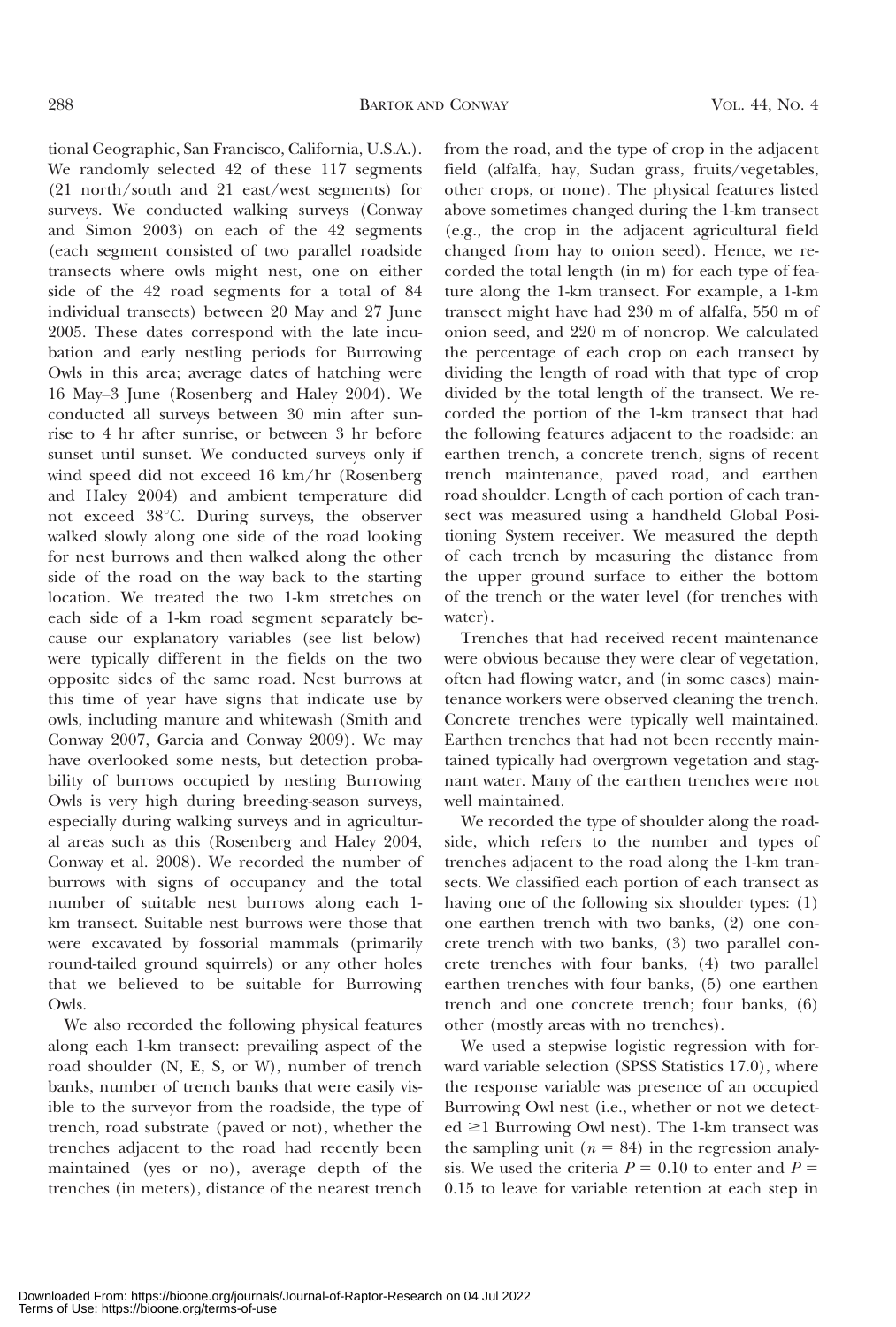tional Geographic, San Francisco, California, U.S.A.). We randomly selected 42 of these 117 segments (21 north/south and 21 east/west segments) for surveys. We conducted walking surveys (Conway and Simon 2003) on each of the 42 segments (each segment consisted of two parallel roadside transects where owls might nest, one on either side of the 42 road segments for a total of 84 individual transects) between 20 May and 27 June 2005. These dates correspond with the late incubation and early nestling periods for Burrowing Owls in this area; average dates of hatching were 16 May–3 June (Rosenberg and Haley 2004). We conducted all surveys between 30 min after sunrise to 4 hr after sunrise, or between 3 hr before sunset until sunset. We conducted surveys only if wind speed did not exceed 16 km/hr (Rosenberg and Haley 2004) and ambient temperature did not exceed 38°C. During surveys, the observer walked slowly along one side of the road looking for nest burrows and then walked along the other side of the road on the way back to the starting location. We treated the two 1-km stretches on each side of a 1-km road segment separately because our explanatory variables (see list below) were typically different in the fields on the two opposite sides of the same road. Nest burrows at this time of year have signs that indicate use by owls, including manure and whitewash (Smith and Conway 2007, Garcia and Conway 2009). We may have overlooked some nests, but detection probability of burrows occupied by nesting Burrowing Owls is very high during breeding-season surveys, especially during walking surveys and in agricultural areas such as this (Rosenberg and Haley 2004, Conway et al. 2008). We recorded the number of burrows with signs of occupancy and the total number of suitable nest burrows along each 1-km transect. Suitable nest burrows were those that were excavated by fossorial mammals (primarily round-tailed ground squirrels) or any other holes that we believed to be suitable for Burrowing Owls.

We also recorded the following physical features along each 1-km transect: prevailing aspect of the road shoulder (N, E, S, or W), number of trench banks, number of trench banks that were easily visible to the surveyor from the roadside, the type of trench, road substrate (paved or not), whether the trenches adjacent to the road had recently been maintained (yes or no), average depth of the trenches (in meters), distance of the nearest trench from the road, and the type of crop in the adjacent field (alfalfa, hay, Sudan grass, fruits/vegetables, other crops, or none). The physical features listed above sometimes changed during the 1-km transect (e.g., the crop in the adjacent agricultural field changed from hay to onion seed). Hence, we recorded the total length (in m) for each type of feature along the 1-km transect. For example, a 1-km transect might have had 230 m of alfalfa, 550 m of onion seed, and 220 m of noncrop. We calculated the percentage of each crop on each transect by dividing the length of road with that type of crop divided by the total length of the transect. We recorded the portion of the 1-km transect that had the following features adjacent to the roadside: an earthen trench, a concrete trench, signs of recent trench maintenance, paved road, and earthen road shoulder. Length of each portion of each transect was measured using a handheld Global Positioning System receiver. We measured the depth of each trench by measuring the distance from the upper ground surface to either the bottom of the trench or the water level (for trenches with water).

Trenches that had received recent maintenance were obvious because they were clear of vegetation, often had flowing water, and (in some cases) maintenance workers were observed cleaning the trench. Concrete trenches were typically well maintained. Earthen trenches that had not been recently maintained typically had overgrown vegetation and stagnant water. Many of the earthen trenches were not well maintained.

We recorded the type of shoulder along the roadside, which refers to the number and types of trenches adjacent to the road along the 1-km transects. We classified each portion of each transect as having one of the following six shoulder types: (1) one earthen trench with two banks, (2) one concrete trench with two banks, (3) two parallel concrete trenches with four banks, (4) two parallel earthen trenches with four banks, (5) one earthen trench and one concrete trench; four banks, (6) other (mostly areas with no trenches).

We used a stepwise logistic regression with forward variable selection (SPSS Statistics 17.0), where the response variable was presence of an occupied Burrowing Owl nest (i.e., whether or not we detected $\geq$1 Burrowing Owl nest). The 1-km transect was the sampling unit ($n = 84$) in the regression analysis. We used the criteria $P = 0.10$ to enter and $P = 0.15$ to leave for variable retention at each step in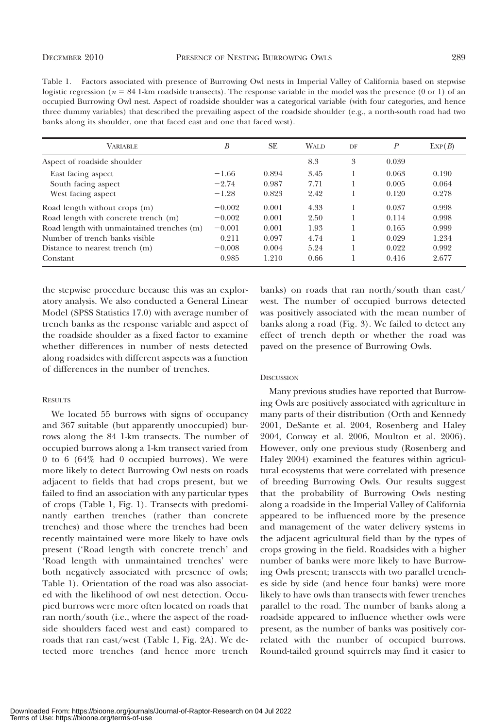Table 1. Factors associated with presence of Burrowing Owl nests in Imperial Valley of California based on stepwise logistic regression ($n = 84$ 1-km roadside transects). The response variable in the model was the presence (0 or 1) of an occupied Burrowing Owl nest. Aspect of roadside shoulder was a categorical variable (with four categories, and hence three dummy variables) that described the prevailing aspect of the roadside shoulder (e.g., a north-south road had two banks along its shoulder, one that faced east and one that faced west).

| Variable | B | SE | Wald | df | P | Exp(B) |
|---|---|---|---|---|---|---|
| Aspect of roadside shoulder | | | 8.3 | 3 | 0.039 | |
| East facing aspect | −1.66 | 0.894 | 3.45 | 1 | 0.063 | 0.190 |
| South facing aspect | −2.74 | 0.987 | 7.71 | 1 | 0.005 | 0.064 |
| West facing aspect | −1.28 | 0.823 | 2.42 | 1 | 0.120 | 0.278 |
| Road length without crops (m) | −0.002 | 0.001 | 4.33 | 1 | 0.037 | 0.998 |
| Road length with concrete trench (m) | −0.002 | 0.001 | 2.50 | 1 | 0.114 | 0.998 |
| Road length with unmaintained trenches (m) | −0.001 | 0.001 | 1.93 | 1 | 0.165 | 0.999 |
| Number of trench banks visible | 0.211 | 0.097 | 4.74 | 1 | 0.029 | 1.234 |
| Distance to nearest trench (m) | −0.008 | 0.004 | 5.24 | 1 | 0.022 | 0.992 |
| Constant | 0.985 | 1.210 | 0.66 | 1 | 0.416 | 2.677 |

the stepwise procedure because this was an exploratory analysis. We also conducted a General Linear Model (SPSS Statistics 17.0) with average number of trench banks as the response variable and aspect of the roadside shoulder as a fixed factor to examine whether differences in number of nests detected along roadsides with different aspects was a function of differences in the number of trenches.

## Results

We located 55 burrows with signs of occupancy and 367 suitable (but apparently unoccupied) burrows along the 84 1-km transects. The number of occupied burrows along a 1-km transect varied from 0 to 6 (64% had 0 occupied burrows). We were more likely to detect Burrowing Owl nests on roads adjacent to fields that had crops present, but we failed to find an association with any particular types of crops (Table 1, Fig. 1). Transects with predominantly earthen trenches (rather than concrete trenches) and those where the trenches had been recently maintained were more likely to have owls present ('Road length with concrete trench' and 'Road length with unmaintained trenches' were both negatively associated with presence of owls; Table 1). Orientation of the road was also associated with the likelihood of owl nest detection. Occupied burrows were more often located on roads that ran north/south (i.e., where the aspect of the roadside shoulders faced west and east) compared to roads that ran east/west (Table 1, Fig. 2A). We detected more trenches (and hence more trench banks) on roads that ran north/south than east/west. The number of occupied burrows detected was positively associated with the mean number of banks along a road (Fig. 3). We failed to detect any effect of trench depth or whether the road was paved on the presence of Burrowing Owls.

## Discussion

Many previous studies have reported that Burrowing Owls are positively associated with agriculture in many parts of their distribution (Orth and Kennedy 2001, DeSante et al. 2004, Rosenberg and Haley 2004, Conway et al. 2006, Moulton et al. 2006). However, only one previous study (Rosenberg and Haley 2004) examined the features within agricultural ecosystems that were correlated with presence of breeding Burrowing Owls. Our results suggest that the probability of Burrowing Owls nesting along a roadside in the Imperial Valley of California appeared to be influenced more by the presence and management of the water delivery systems in the adjacent agricultural field than by the types of crops growing in the field. Roadsides with a higher number of banks were more likely to have Burrowing Owls present; transects with two parallel trenches side by side (and hence four banks) were more likely to have owls than transects with fewer trenches parallel to the road. The number of banks along a roadside appeared to influence whether owls were present, as the number of banks was positively correlated with the number of occupied burrows. Round-tailed ground squirrels may find it easier to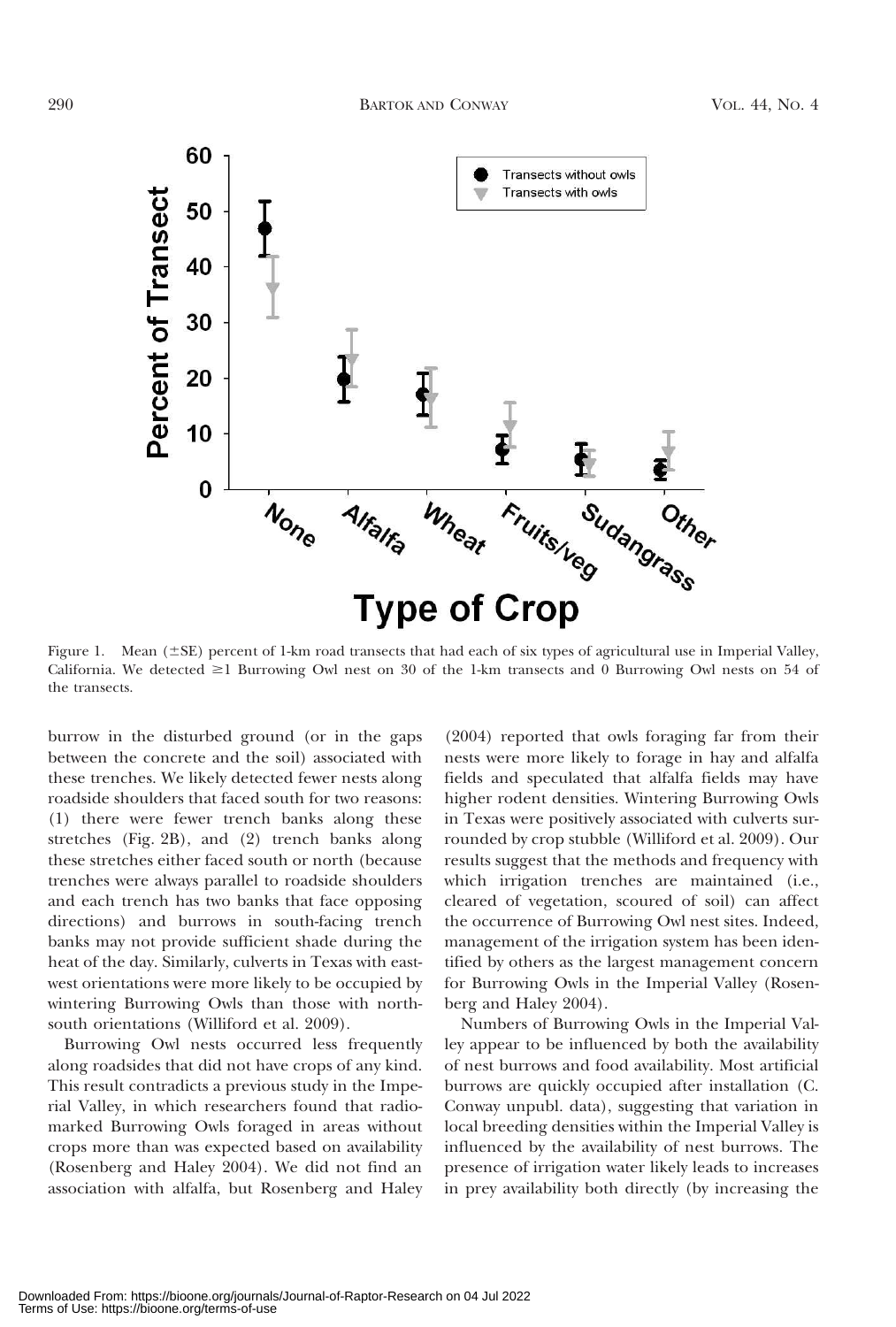Percent of Transect

60
50
40
30
20
10
0

Transects without owls
Transects with owls

None
Alfalfa
Wheat
Fruits/veg
Sudangrass
Other

Type of Crop

Figure 1. Mean (±SE) percent of 1-km road transects that had each of six types of agricultural use in Imperial Valley, California. We detected ≥1 Burrowing Owl nest on 30 of the 1-km transects and 0 Burrowing Owl nests on 54 of the transects.

burrow in the disturbed ground (or in the gaps between the concrete and the soil) associated with these trenches. We likely detected fewer nests along roadside shoulders that faced south for two reasons: (1) there were fewer trench banks along these stretches (Fig. 2B), and (2) trench banks along these stretches either faced south or north (because trenches were always parallel to roadside shoulders and each trench has two banks that face opposing directions) and burrows in south-facing trench banks may not provide sufficient shade during the heat of the day. Similarly, culverts in Texas with east-west orientations were more likely to be occupied by wintering Burrowing Owls than those with north-south orientations (Williford et al. 2009).

Burrowing Owl nests occurred less frequently along roadsides that did not have crops of any kind. This result contradicts a previous study in the Imperial Valley, in which researchers found that radio-marked Burrowing Owls foraged in areas without crops more than was expected based on availability (Rosenberg and Haley 2004). We did not find an association with alfalfa, but Rosenberg and Haley (2004) reported that owls foraging far from their nests were more likely to forage in hay and alfalfa fields and speculated that alfalfa fields may have higher rodent densities. Wintering Burrowing Owls in Texas were positively associated with culverts surrounded by crop stubble (Williford et al. 2009). Our results suggest that the methods and frequency with which irrigation trenches are maintained (i.e., cleared of vegetation, scoured of soil) can affect the occurrence of Burrowing Owl nest sites. Indeed, management of the irrigation system has been identified by others as the largest management concern for Burrowing Owls in the Imperial Valley (Rosenberg and Haley 2004).

Numbers of Burrowing Owls in the Imperial Valley appear to be influenced by both the availability of nest burrows and food availability. Most artificial burrows are quickly occupied after installation (C. Conway unpubl. data), suggesting that variation in local breeding densities within the Imperial Valley is influenced by the availability of nest burrows. The presence of irrigation water likely leads to increases in prey availability both directly (by increasing the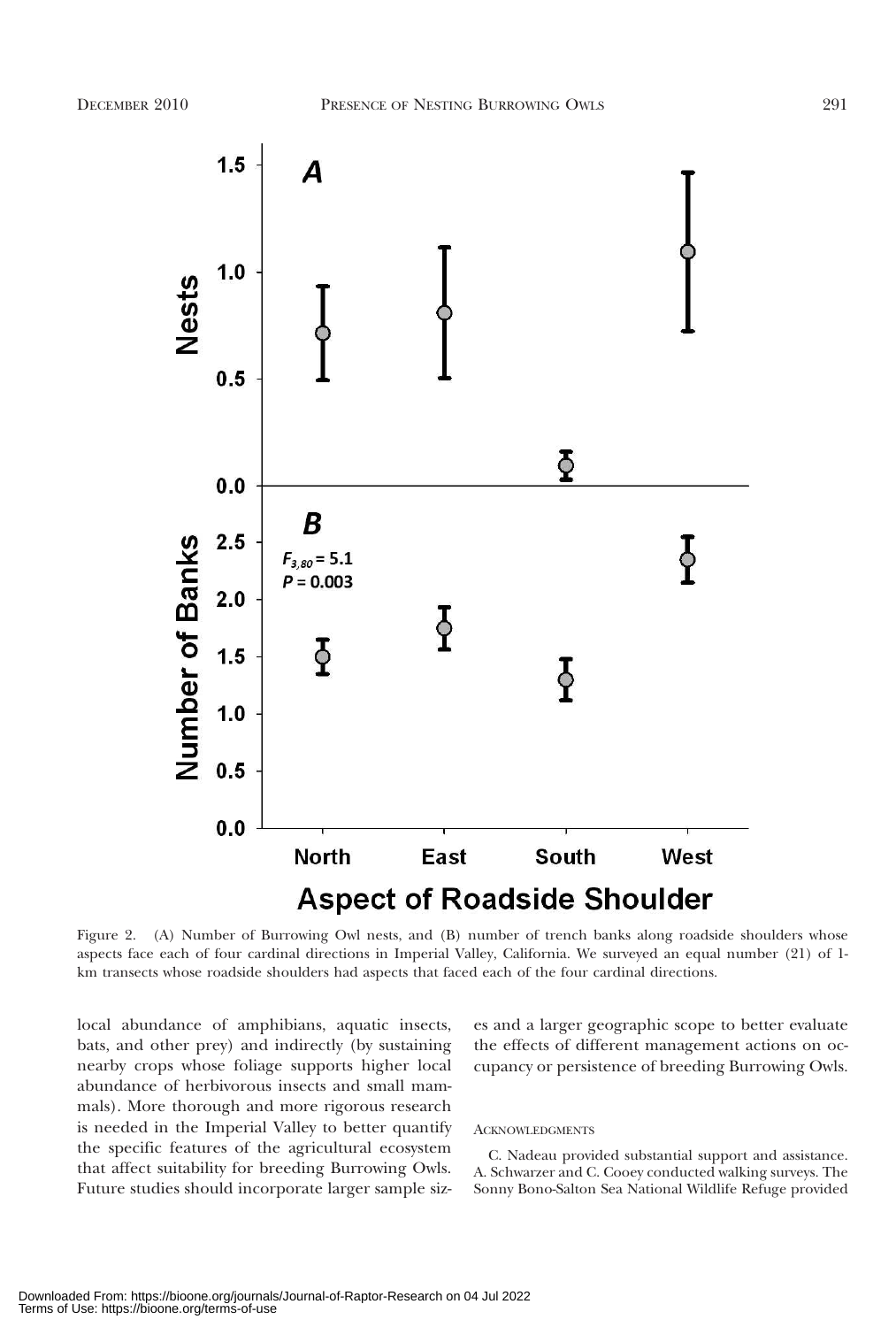A

Nests

1.5

1.0

0.5

0.0

B

$F_{3,80} = 5.1$
$P = 0.003$

Number of Banks

2.5

2.0

1.5

1.0

0.5

0.0

North East South West

Aspect of Roadside Shoulder

Figure 2. (A) Number of Burrowing Owl nests, and (B) number of trench banks along roadside shoulders whose aspects face each of four cardinal directions in Imperial Valley, California. We surveyed an equal number (21) of 1-km transects whose roadside shoulders had aspects that faced each of the four cardinal directions.

local abundance of amphibians, aquatic insects, bats, and other prey) and indirectly (by sustaining nearby crops whose foliage supports higher local abundance of herbivorous insects and small mammals). More thorough and more rigorous research is needed in the Imperial Valley to better quantify the specific features of the agricultural ecosystem that affect suitability for breeding Burrowing Owls. Future studies should incorporate larger sample sizes and a larger geographic scope to better evaluate the effects of different management actions on occupancy or persistence of breeding Burrowing Owls.

## Acknowledgments

C. Nadeau provided substantial support and assistance. A. Schwarzer and C. Cooey conducted walking surveys. The Sonny Bono-Salton Sea National Wildlife Refuge provided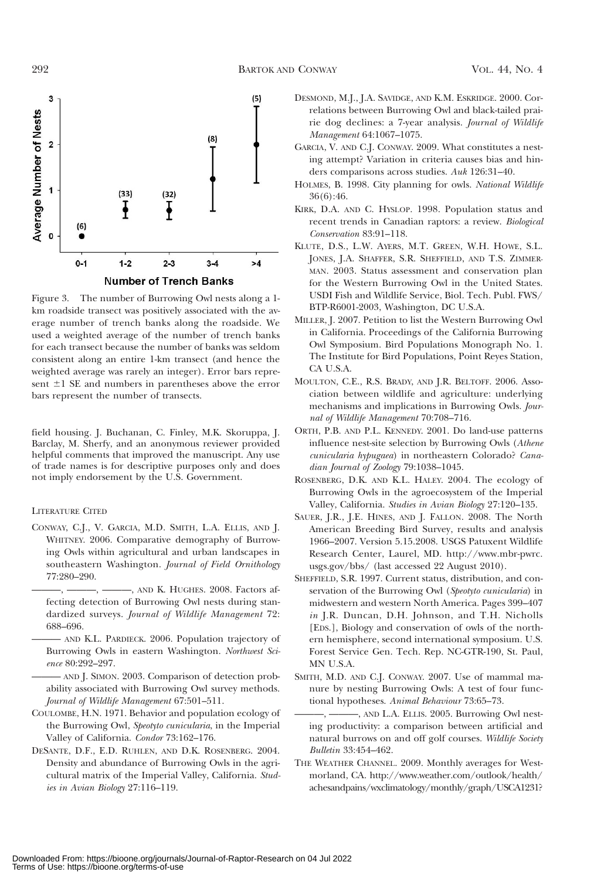3
2
1
0

(6)
(33)
(32)
(8)
(5)

Average Number of Nests

0-1
1-2
2-3
3-4
>4

Number of Trench Banks

Figure 3. The number of Burrowing Owl nests along a 1-km roadside transect was positively associated with the average number of trench banks along the roadside. We used a weighted average of the number of trench banks for each transect because the number of banks was seldom consistent along an entire 1-km transect (and hence the weighted average was rarely an integer). Error bars represent ±1 SE and numbers in parentheses above the error bars represent the number of transects.

field housing. J. Buchanan, C. Finley, M.K. Skoruppa, J. Barclay, M. Sherfy, and an anonymous reviewer provided helpful comments that improved the manuscript. Any use of trade names is for descriptive purposes only and does not imply endorsement by the U.S. Government.

## Literature Cited

Conway, C.J., V. Garcia, M.D. Smith, L.A. Ellis, and J. Whitney. 2006. Comparative demography of Burrowing Owls within agricultural and urban landscapes in southeastern Washington. *Journal of Field Ornithology* 77:280–290.

———, ———, ———, and K. Hughes. 2008. Factors affecting detection of Burrowing Owl nests during standardized surveys. *Journal of Wildlife Management* 72: 688–696.

——— and K.L. Pardieck. 2006. Population trajectory of Burrowing Owls in eastern Washington. *Northwest Science* 80:292–297.

——— and J. Simon. 2003. Comparison of detection probability associated with Burrowing Owl survey methods. *Journal of Wildlife Management* 67:501–511.

Coulombe, H.N. 1971. Behavior and population ecology of the Burrowing Owl, *Speotyto cunicularia*, in the Imperial Valley of California. *Condor* 73:162–176.

DeSante, D.F., E.D. Ruhlen, and D.K. Rosenberg. 2004. Density and abundance of Burrowing Owls in the agricultural matrix of the Imperial Valley, California. *Studies in Avian Biology* 27:116–119.

Desmond, M.J., J.A. Savidge, and K.M. Eskridge. 2000. Correlations between Burrowing Owl and black-tailed prairie dog declines: a 7-year analysis. *Journal of Wildlife Management* 64:1067–1075.

Garcia, V. and C.J. Conway. 2009. What constitutes a nesting attempt? Variation in criteria causes bias and hinders comparisons across studies. *Auk* 126:31–40.

Holmes, B. 1998. City planning for owls. *National Wildlife* 36(6):46.

Kirk, D.A. and C. Hyslop. 1998. Population status and recent trends in Canadian raptors: a review. *Biological Conservation* 83:91–118.

Klute, D.S., L.W. Ayers, M.T. Green, W.H. Howe, S.L. Jones, J.A. Shaffer, S.R. Sheffield, and T.S. Zimmerman. 2003. Status assessment and conservation plan for the Western Burrowing Owl in the United States. USDI Fish and Wildlife Service, Biol. Tech. Publ. FWS/BTP-R6001-2003, Washington, DC U.S.A.

Miller, J. 2007. Petition to list the Western Burrowing Owl in California. Proceedings of the California Burrowing Owl Symposium. Bird Populations Monograph No. 1. The Institute for Bird Populations, Point Reyes Station, CA U.S.A.

Moulton, C.E., R.S. Brady, and J.R. Beltoff. 2006. Association between wildlife and agriculture: underlying mechanisms and implications in Burrowing Owls. *Journal of Wildlife Management* 70:708–716.

Orth, P.B. and P.L. Kennedy. 2001. Do land-use patterns influence nest-site selection by Burrowing Owls (*Athene cunicularia hypugaea*) in northeastern Colorado? *Canadian Journal of Zoology* 79:1038–1045.

Rosenberg, D.K. and K.L. Haley. 2004. The ecology of Burrowing Owls in the agroecosystem of the Imperial Valley, California. *Studies in Avian Biology* 27:120–135.

Sauer, J.R., J.E. Hines, and J. Fallon. 2008. The North American Breeding Bird Survey, results and analysis 1966–2007. Version 5.15.2008. USGS Patuxent Wildlife Research Center, Laurel, MD. http://www.mbr-pwrc.usgs.gov/bbs/ (last accessed 22 August 2010).

Sheffield, S.R. 1997. Current status, distribution, and conservation of the Burrowing Owl (*Speotyto cunicularia*) in midwestern and western North America. Pages 399–407 *in* J.R. Duncan, D.H. Johnson, and T.H. Nicholls [Eds.], Biology and conservation of owls of the northern hemisphere, second international symposium. U.S. Forest Service Gen. Tech. Rep. NC-GTR-190, St. Paul, MN U.S.A.

Smith, M.D. and C.J. Conway. 2007. Use of mammal manure by nesting Burrowing Owls: A test of four functional hypotheses. *Animal Behaviour* 73:65–73.

———, ———, and L.A. Ellis. 2005. Burrowing Owl nesting productivity: a comparison between artificial and natural burrows on and off golf courses. *Wildlife Society Bulletin* 33:454–462.

The Weather Channel. 2009. Monthly averages for Westmorland, CA. http://www.weather.com/outlook/health/achesandpains/wxclimatology/monthly/graph/USCA1231?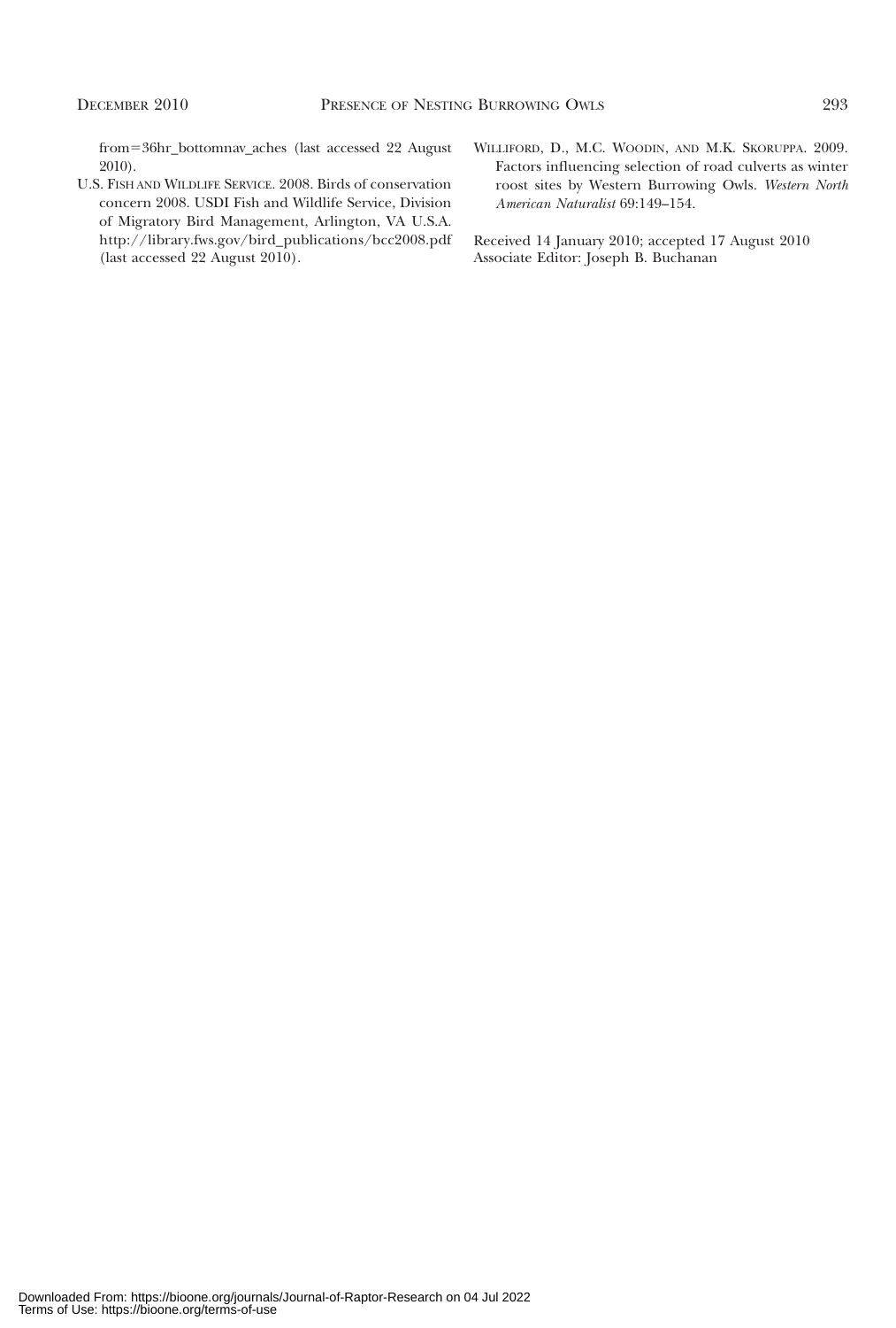from=36hr_bottomnav_aches (last accessed 22 August 2010).

U.S. Fish and Wildlife Service. 2008. Birds of conservation concern 2008. USDI Fish and Wildlife Service, Division of Migratory Bird Management, Arlington, VA U.S.A. http://library.fws.gov/bird_publications/bcc2008.pdf (last accessed 22 August 2010).

Williford, D., M.C. Woodin, and M.K. Skoruppa. 2009. Factors influencing selection of road culverts as winter roost sites by Western Burrowing Owls. *Western North American Naturalist* 69:149–154.

Received 14 January 2010; accepted 17 August 2010
Associate Editor: Joseph B. Buchanan